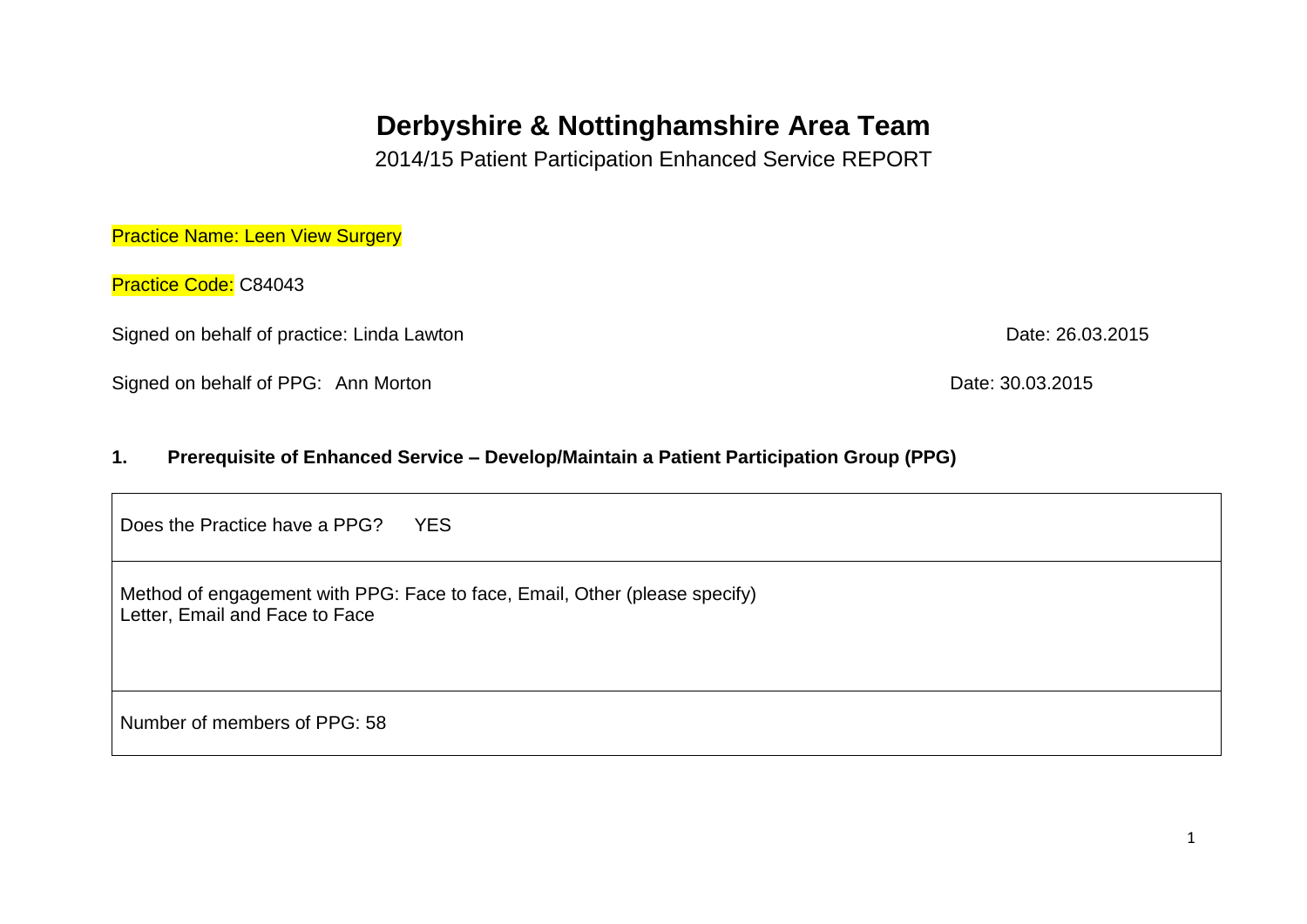# Derbyshire & Nottinghamshire Area Team

2014/15 Patient Participation Enhanced Service REPORT

Practice Name: Leen View Surgery

Practice Code: C84043

Signed on behalf of practice: Linda Lawton Date: 26.03.2015

Signed on behalf of PPG: Ann Morton Date: 30.03.2015

## 1. Prerequisite of Enhanced Service – Develop/Maintain a Patient Participation Group (PPG)

| |
|---|
| Does the Practice have a PPG? YES |
| Method of engagement with PPG: Face to face, Email, Other (please specify)<br>Letter, Email and Face to Face |
| Number of members of PPG: 58 |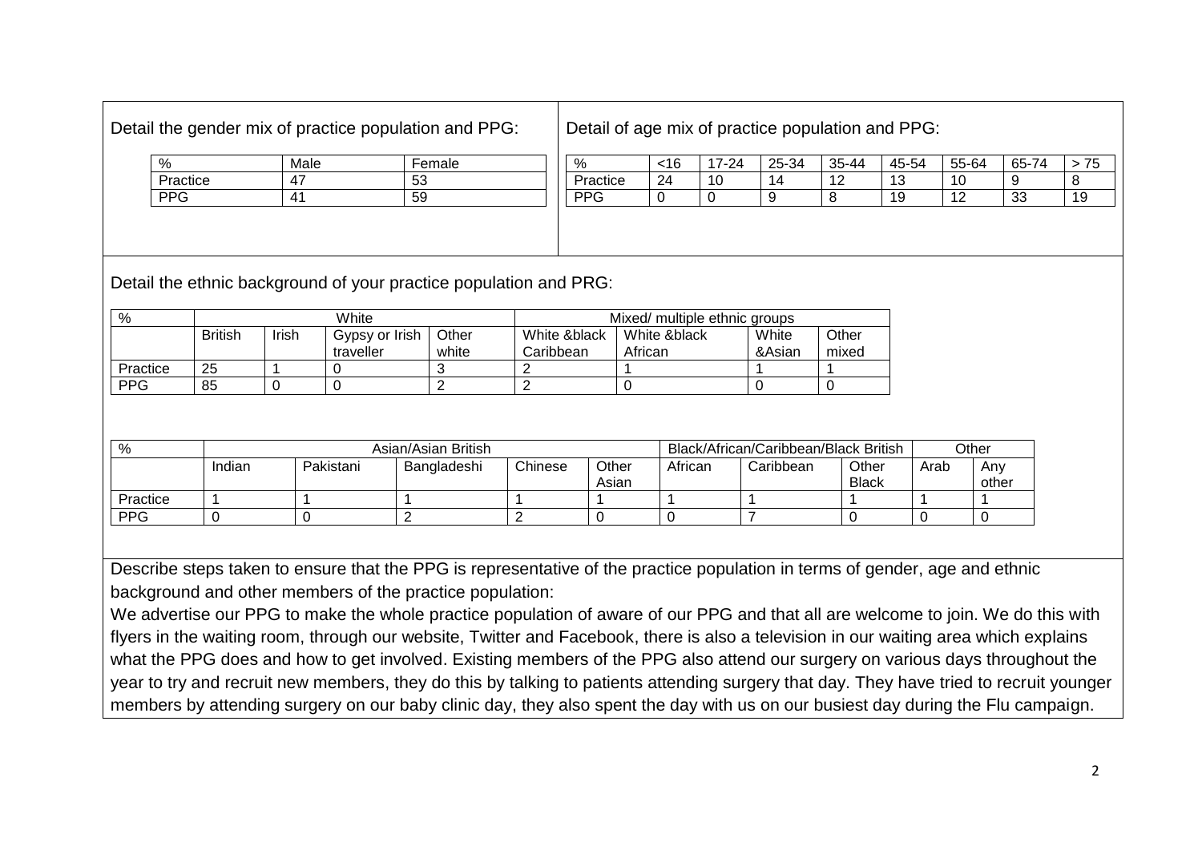Detail the gender mix of practice population and PPG:

| % | Male | Female |
|---|---|---|
| Practice | 47 | 53 |
| PPG | 41 | 59 |

Detail of age mix of practice population and PPG:

| % | <16 | 17-24 | 25-34 | 35-44 | 45-54 | 55-64 | 65-74 | > 75 |
|---|---|---|---|---|---|---|---|---|
| Practice | 24 | 10 | 14 | 12 | 13 | 10 | 9 | 8 |
| PPG | 0 | 0 | 9 | 8 | 19 | 12 | 33 | 19 |

Detail the ethnic background of your practice population and PRG:

| % | White | | | | Mixed/ multiple ethnic groups | | | |
|---|---|---|---|---|---|---|---|---|
| | British | Irish | Gypsy or Irish traveller | Other white | White &black Caribbean | White &black African | White &Asian | Other mixed |
| Practice | 25 | 1 | 0 | 3 | 2 | 1 | 1 | 1 |
| PPG | 85 | 0 | 0 | 2 | 2 | 0 | 0 | 0 |

| % | Asian/Asian British | | | | | Black/African/Caribbean/Black British | | | Other | |
|---|---|---|---|---|---|---|---|---|---|---|
| | Indian | Pakistani | Bangladeshi | Chinese | Other Asian | African | Caribbean | Other Black | Arab | Any other |
| Practice | 1 | 1 | 1 | 1 | 1 | 1 | 1 | 1 | 1 | 1 |
| PPG | 0 | 0 | 2 | 2 | 0 | 0 | 7 | 0 | 0 | 0 |

Describe steps taken to ensure that the PPG is representative of the practice population in terms of gender, age and ethnic background and other members of the practice population:

We advertise our PPG to make the whole practice population of aware of our PPG and that all are welcome to join. We do this with flyers in the waiting room, through our website, Twitter and Facebook, there is also a television in our waiting area which explains what the PPG does and how to get involved. Existing members of the PPG also attend our surgery on various days throughout the year to try and recruit new members, they do this by talking to patients attending surgery that day. They have tried to recruit younger members by attending surgery on our baby clinic day, they also spent the day with us on our busiest day during the Flu campaign.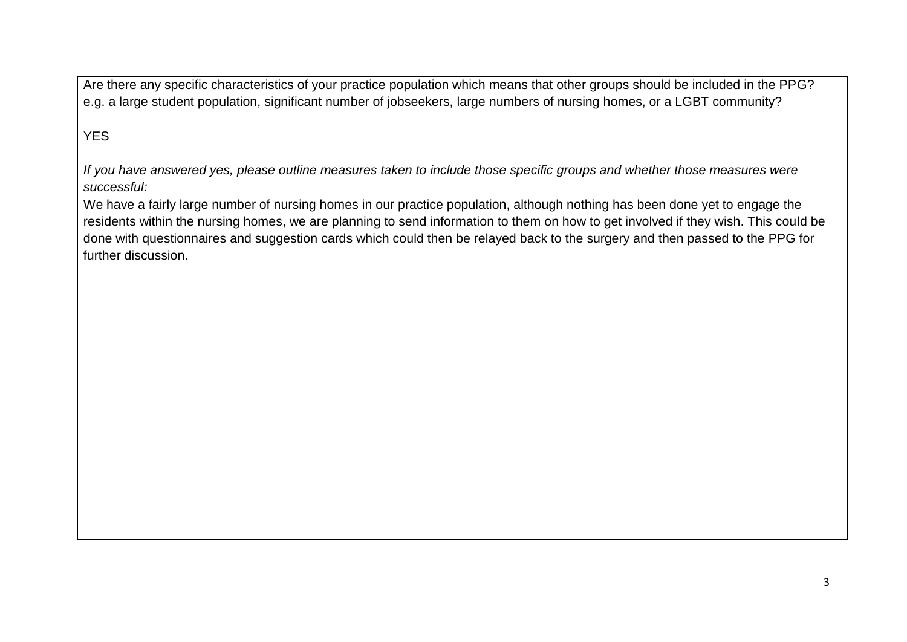Are there any specific characteristics of your practice population which means that other groups should be included in the PPG? e.g. a large student population, significant number of jobseekers, large numbers of nursing homes, or a LGBT community?

YES

*If you have answered yes, please outline measures taken to include those specific groups and whether those measures were successful:*

We have a fairly large number of nursing homes in our practice population, although nothing has been done yet to engage the residents within the nursing homes, we are planning to send information to them on how to get involved if they wish. This could be done with questionnaires and suggestion cards which could then be relayed back to the surgery and then passed to the PPG for further discussion.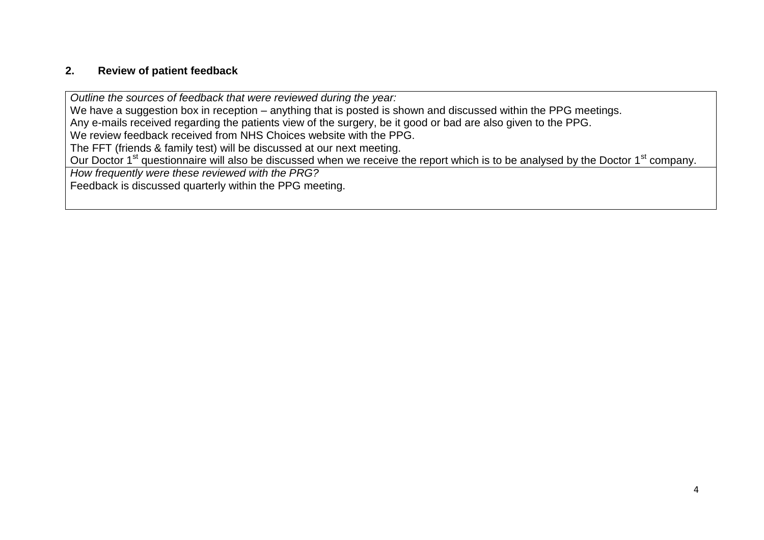## 2. Review of patient feedback

| *Outline the sources of feedback that were reviewed during the year:*<br>We have a suggestion box in reception – anything that is posted is shown and discussed within the PPG meetings.<br>Any e-mails received regarding the patients view of the surgery, be it good or bad are also given to the PPG.<br>We review feedback received from NHS Choices website with the PPG.<br>The FFT (friends & family test) will be discussed at our next meeting.<br>Our Doctor 1st questionnaire will also be discussed when we receive the report which is to be analysed by the Doctor 1st company. |
|---|
| *How frequently were these reviewed with the PRG?*<br>Feedback is discussed quarterly within the PPG meeting. |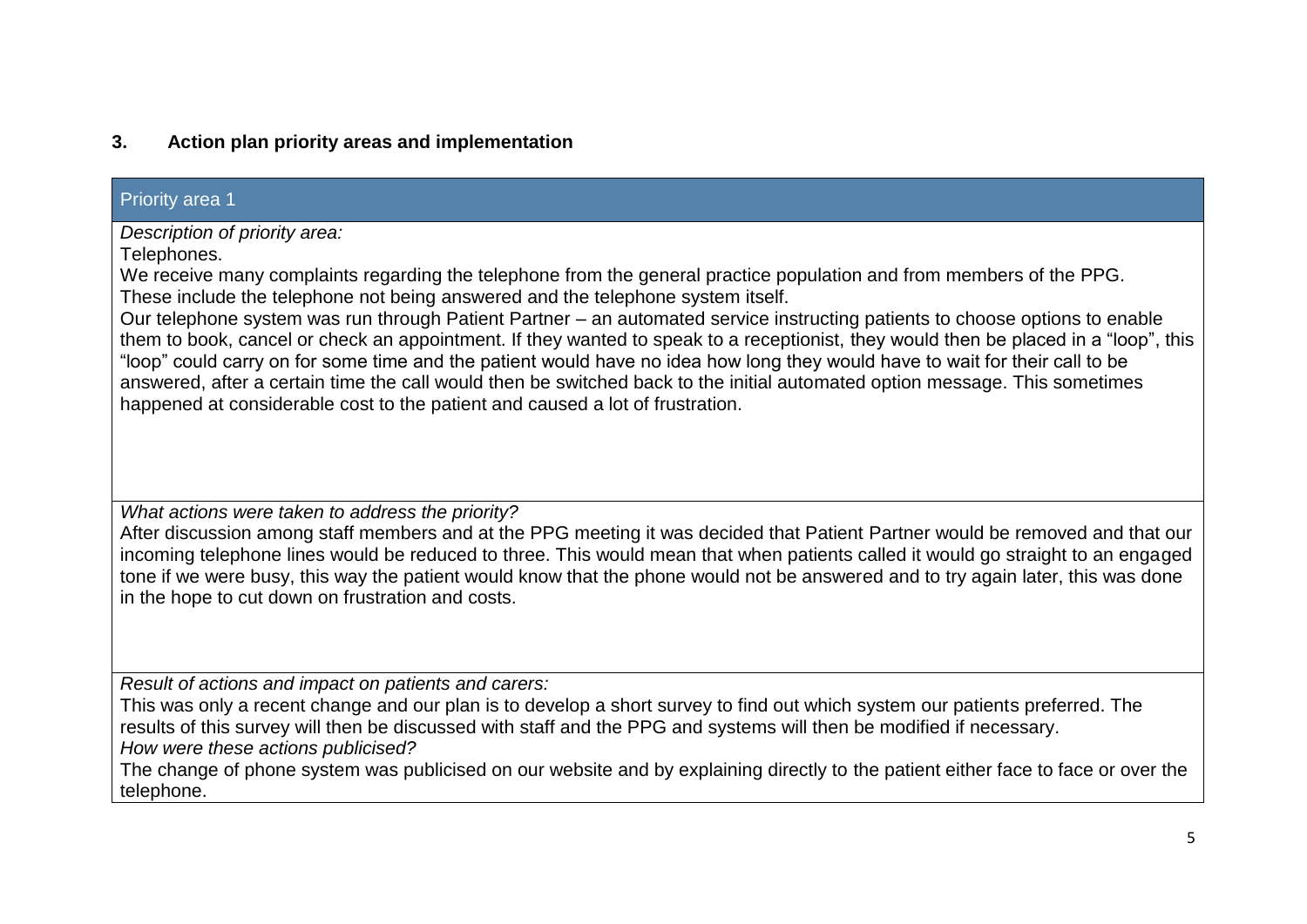### 3. Action plan priority areas and implementation

| Priority area 1 |
|---|
| *Description of priority area:*<br>Telephones.<br>We receive many complaints regarding the telephone from the general practice population and from members of the PPG. These include the telephone not being answered and the telephone system itself.<br>Our telephone system was run through Patient Partner – an automated service instructing patients to choose options to enable them to book, cancel or check an appointment. If they wanted to speak to a receptionist, they would then be placed in a "loop", this "loop" could carry on for some time and the patient would have no idea how long they would have to wait for their call to be answered, after a certain time the call would then be switched back to the initial automated option message. This sometimes happened at considerable cost to the patient and caused a lot of frustration. |
| *What actions were taken to address the priority?*<br>After discussion among staff members and at the PPG meeting it was decided that Patient Partner would be removed and that our incoming telephone lines would be reduced to three. This would mean that when patients called it would go straight to an engaged tone if we were busy, this way the patient would know that the phone would not be answered and to try again later, this was done in the hope to cut down on frustration and costs. |
| *Result of actions and impact on patients and carers:*<br>This was only a recent change and our plan is to develop a short survey to find out which system our patients preferred. The results of this survey will then be discussed with staff and the PPG and systems will then be modified if necessary.<br>*How were these actions publicised?*<br>The change of phone system was publicised on our website and by explaining directly to the patient either face to face or over the telephone. |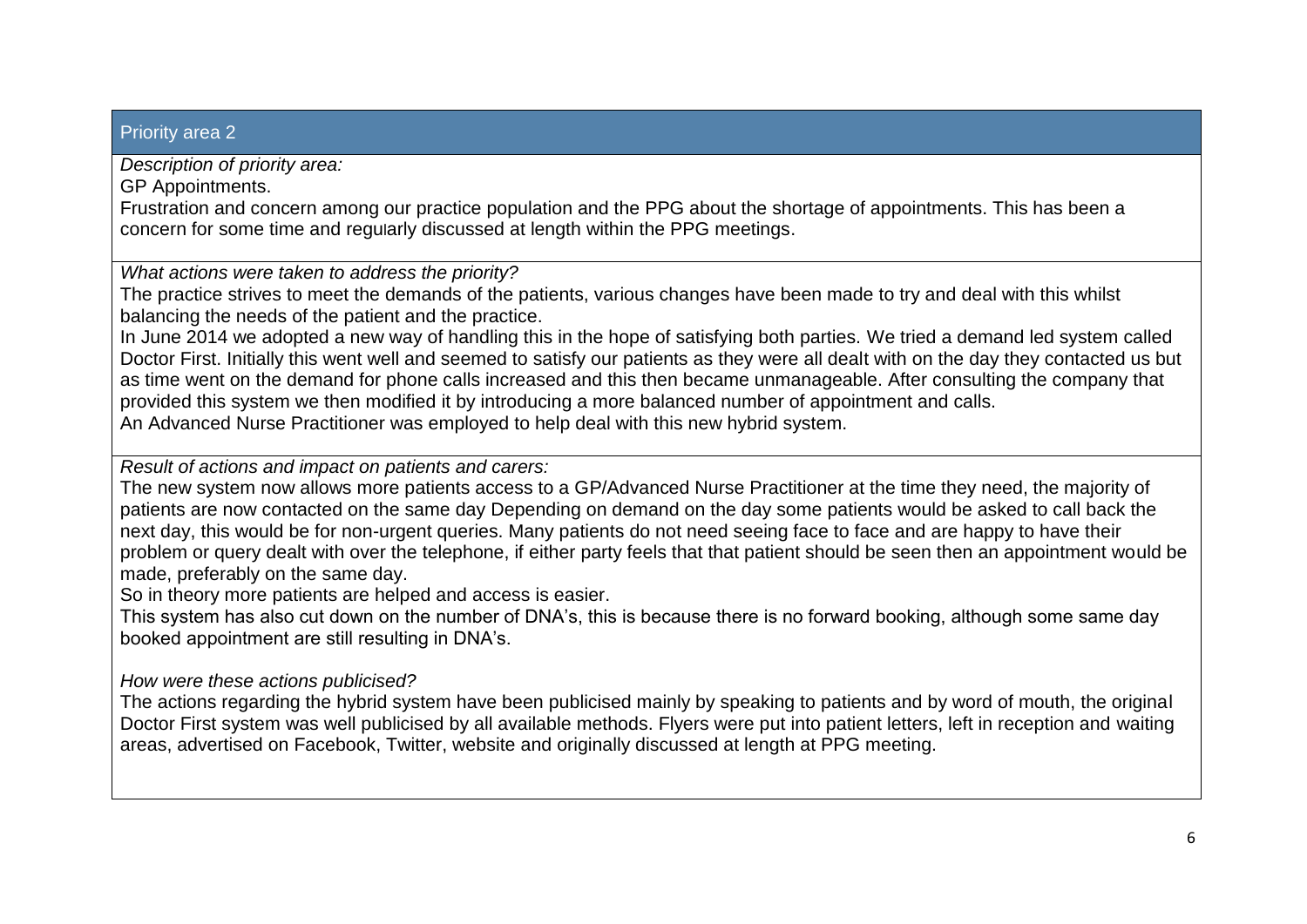## Priority area 2

*Description of priority area:*

GP Appointments.

Frustration and concern among our practice population and the PPG about the shortage of appointments. This has been a concern for some time and regularly discussed at length within the PPG meetings.

*What actions were taken to address the priority?*

The practice strives to meet the demands of the patients, various changes have been made to try and deal with this whilst balancing the needs of the patient and the practice.

In June 2014 we adopted a new way of handling this in the hope of satisfying both parties. We tried a demand led system called Doctor First. Initially this went well and seemed to satisfy our patients as they were all dealt with on the day they contacted us but as time went on the demand for phone calls increased and this then became unmanageable. After consulting the company that provided this system we then modified it by introducing a more balanced number of appointment and calls.

An Advanced Nurse Practitioner was employed to help deal with this new hybrid system.

*Result of actions and impact on patients and carers:*

The new system now allows more patients access to a GP/Advanced Nurse Practitioner at the time they need, the majority of patients are now contacted on the same day Depending on demand on the day some patients would be asked to call back the next day, this would be for non-urgent queries. Many patients do not need seeing face to face and are happy to have their problem or query dealt with over the telephone, if either party feels that that patient should be seen then an appointment would be made, preferably on the same day.

So in theory more patients are helped and access is easier.

This system has also cut down on the number of DNA's, this is because there is no forward booking, although some same day booked appointment are still resulting in DNA's.

*How were these actions publicised?*

The actions regarding the hybrid system have been publicised mainly by speaking to patients and by word of mouth, the original Doctor First system was well publicised by all available methods. Flyers were put into patient letters, left in reception and waiting areas, advertised on Facebook, Twitter, website and originally discussed at length at PPG meeting.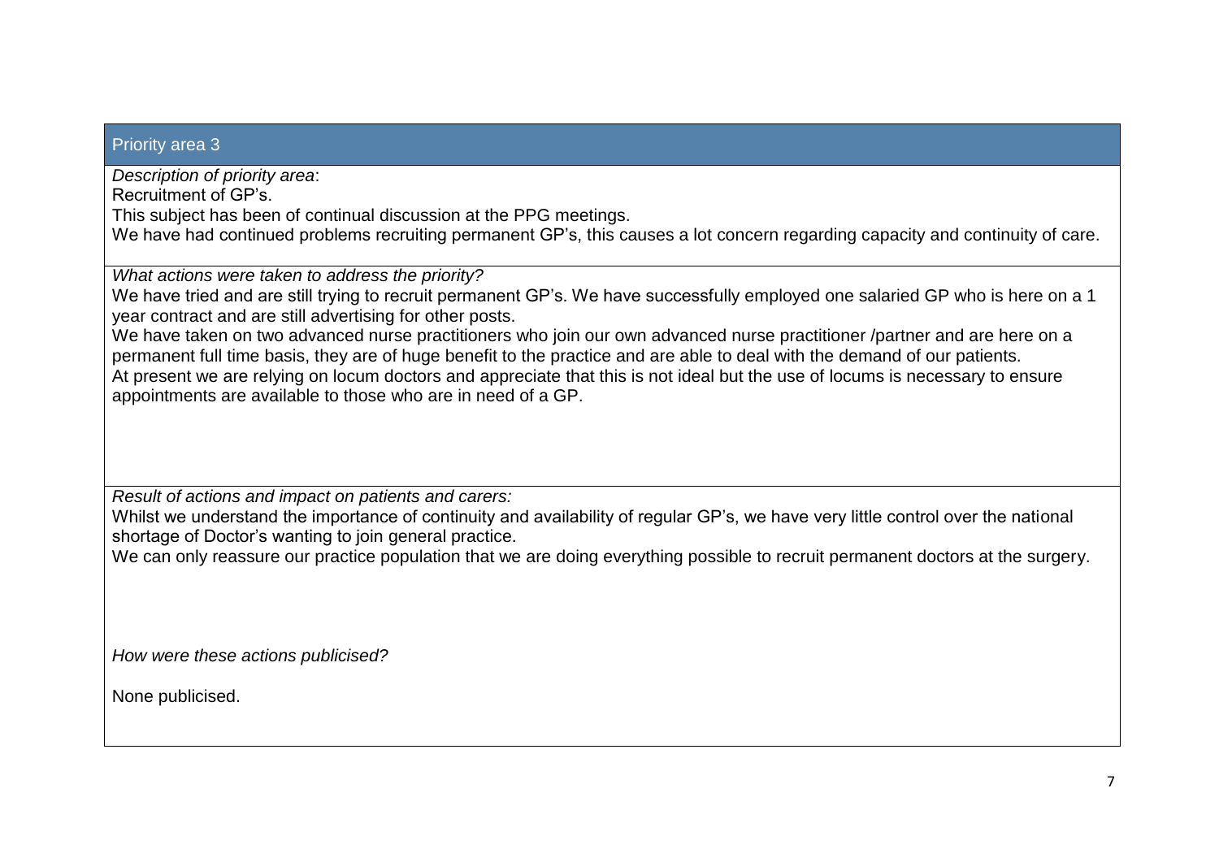## Priority area 3

*Description of priority area*:

Recruitment of GP's.

This subject has been of continual discussion at the PPG meetings.

We have had continued problems recruiting permanent GP's, this causes a lot concern regarding capacity and continuity of care.

*What actions were taken to address the priority?*

We have tried and are still trying to recruit permanent GP's. We have successfully employed one salaried GP who is here on a 1 year contract and are still advertising for other posts.

We have taken on two advanced nurse practitioners who join our own advanced nurse practitioner /partner and are here on a permanent full time basis, they are of huge benefit to the practice and are able to deal with the demand of our patients.

At present we are relying on locum doctors and appreciate that this is not ideal but the use of locums is necessary to ensure appointments are available to those who are in need of a GP.

*Result of actions and impact on patients and carers:*

Whilst we understand the importance of continuity and availability of regular GP's, we have very little control over the national shortage of Doctor's wanting to join general practice.

We can only reassure our practice population that we are doing everything possible to recruit permanent doctors at the surgery.

*How were these actions publicised?*

None publicised.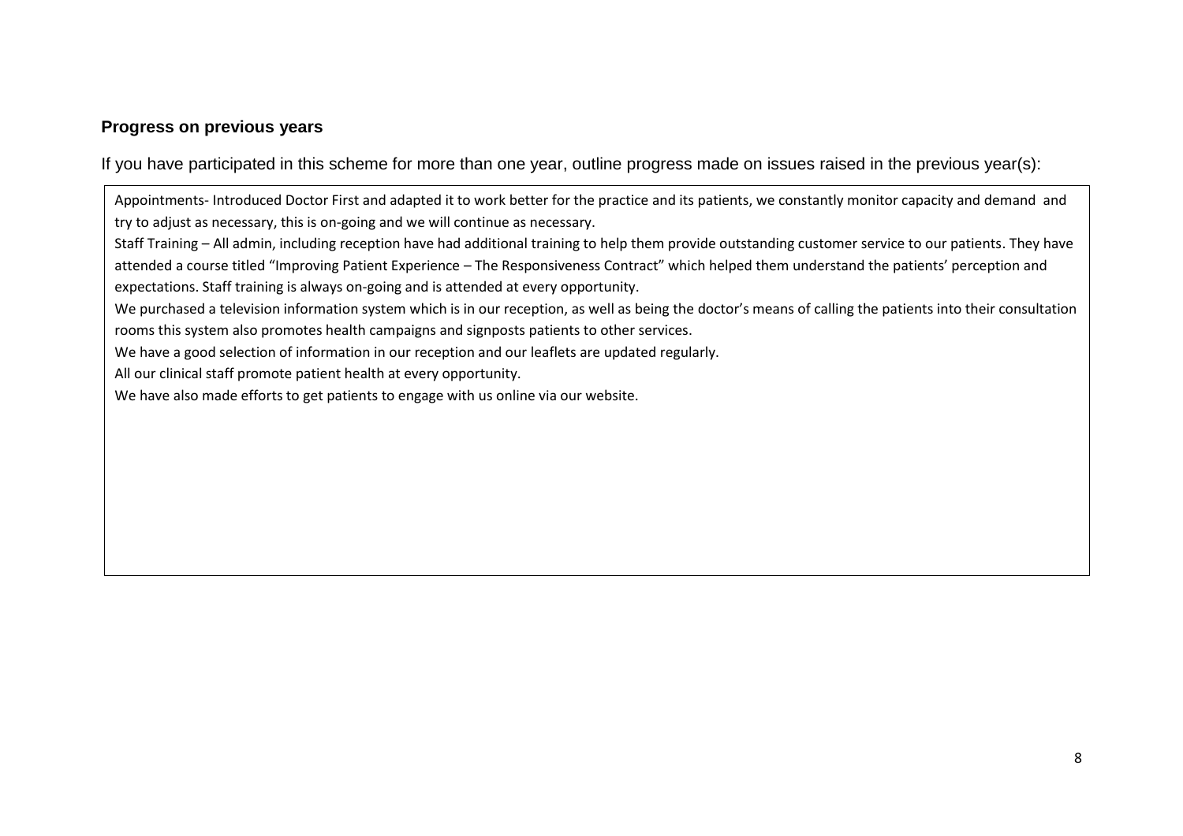### Progress on previous years

If you have participated in this scheme for more than one year, outline progress made on issues raised in the previous year(s):

Appointments- Introduced Doctor First and adapted it to work better for the practice and its patients, we constantly monitor capacity and demand and try to adjust as necessary, this is on-going and we will continue as necessary.

Staff Training – All admin, including reception have had additional training to help them provide outstanding customer service to our patients. They have attended a course titled "Improving Patient Experience – The Responsiveness Contract" which helped them understand the patients' perception and expectations. Staff training is always on-going and is attended at every opportunity.

We purchased a television information system which is in our reception, as well as being the doctor's means of calling the patients into their consultation rooms this system also promotes health campaigns and signposts patients to other services.

We have a good selection of information in our reception and our leaflets are updated regularly.

All our clinical staff promote patient health at every opportunity.

We have also made efforts to get patients to engage with us online via our website.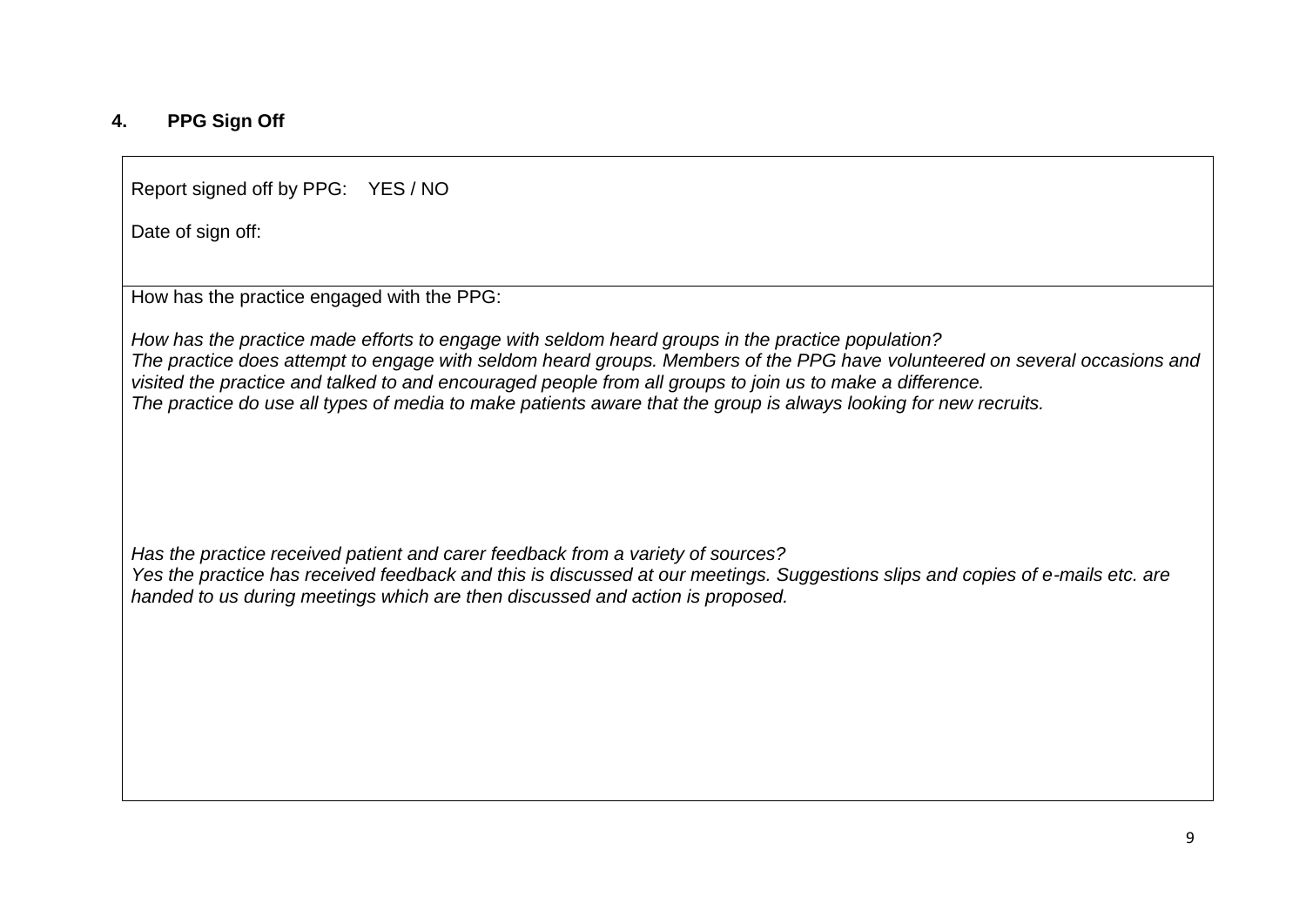## 4. PPG Sign Off

Report signed off by PPG: YES / NO

Date of sign off:

How has the practice engaged with the PPG:

*How has the practice made efforts to engage with seldom heard groups in the practice population?*
*The practice does attempt to engage with seldom heard groups. Members of the PPG have volunteered on several occasions and visited the practice and talked to and encouraged people from all groups to join us to make a difference.*
*The practice do use all types of media to make patients aware that the group is always looking for new recruits.*

*Has the practice received patient and carer feedback from a variety of sources?*
*Yes the practice has received feedback and this is discussed at our meetings. Suggestions slips and copies of e-mails etc. are handed to us during meetings which are then discussed and action is proposed.*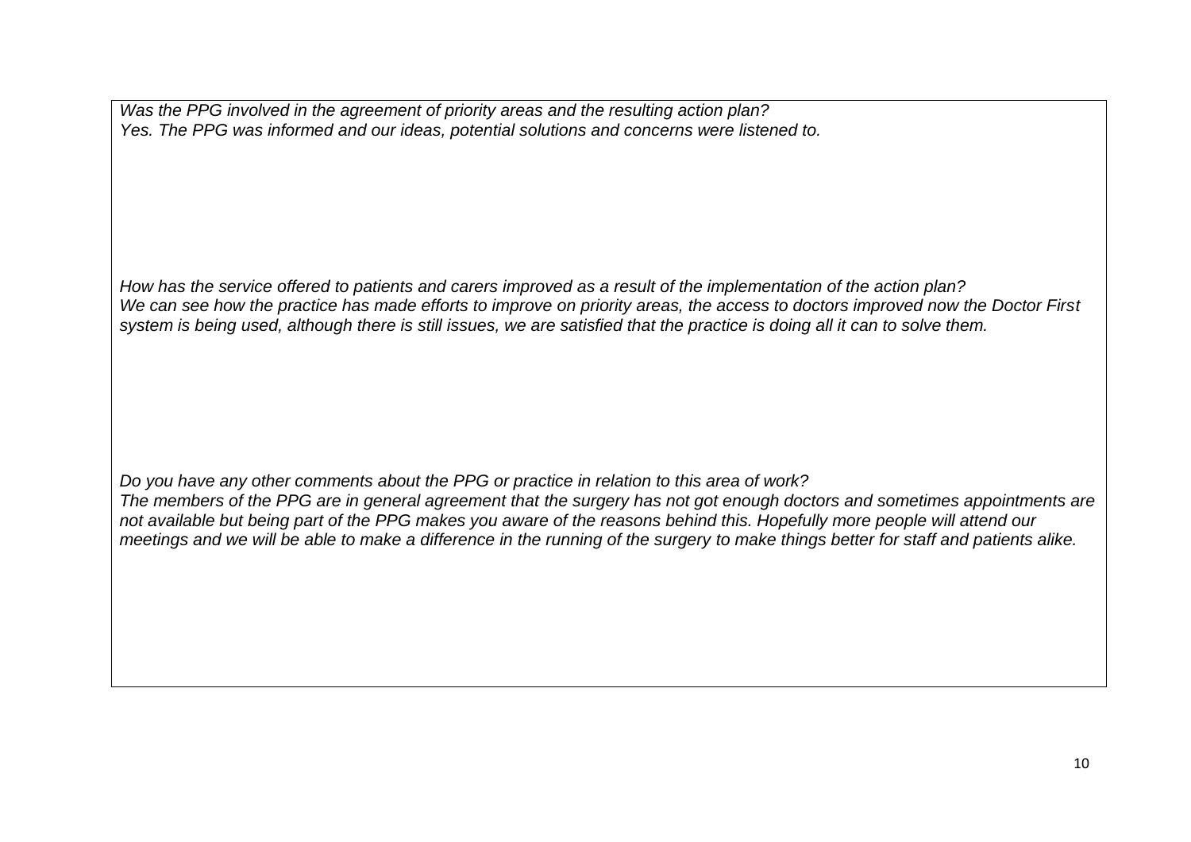*Was the PPG involved in the agreement of priority areas and the resulting action plan?*
*Yes. The PPG was informed and our ideas, potential solutions and concerns were listened to.*

*How has the service offered to patients and carers improved as a result of the implementation of the action plan?*
*We can see how the practice has made efforts to improve on priority areas, the access to doctors improved now the Doctor First system is being used, although there is still issues, we are satisfied that the practice is doing all it can to solve them.*

*Do you have any other comments about the PPG or practice in relation to this area of work?*
*The members of the PPG are in general agreement that the surgery has not got enough doctors and sometimes appointments are not available but being part of the PPG makes you aware of the reasons behind this. Hopefully more people will attend our meetings and we will be able to make a difference in the running of the surgery to make things better for staff and patients alike.*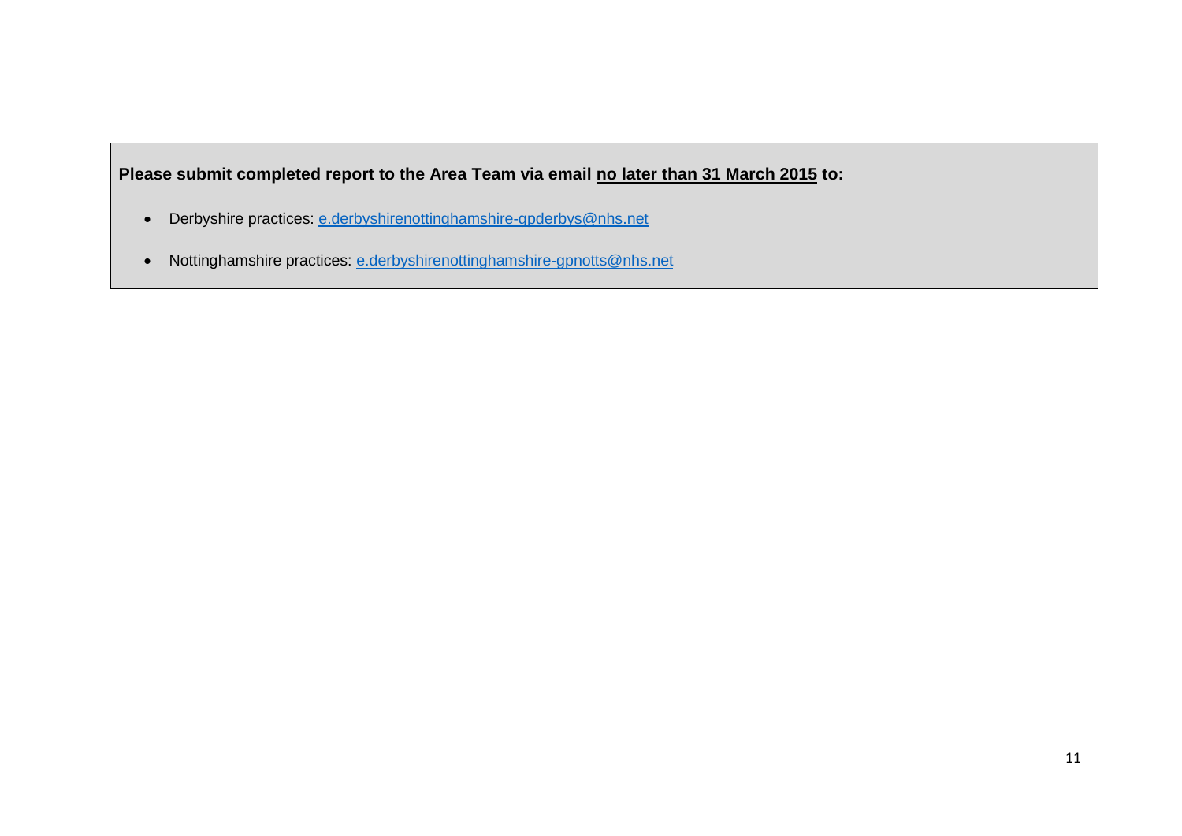**Please submit completed report to the Area Team via email no later than 31 March 2015 to:**

- Derbyshire practices: e.derbyshirenottinghamshire-gpderbys@nhs.net
- Nottinghamshire practices: e.derbyshirenottinghamshire-gpnotts@nhs.net